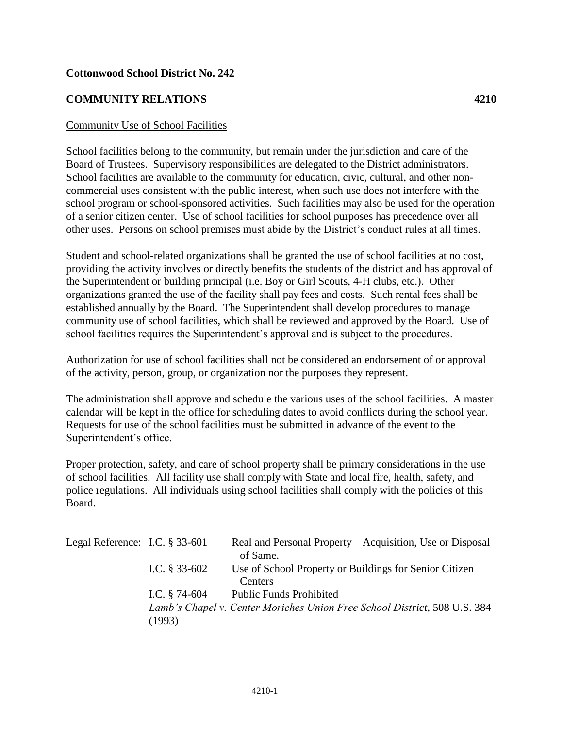**Cottonwood School District No. 242**

**COMMUNITY RELATIONS 4210**

Community Use of School Facilities

School facilities belong to the community, but remain under the jurisdiction and care of the Board of Trustees. Supervisory responsibilities are delegated to the District administrators. School facilities are available to the community for education, civic, cultural, and other non-commercial uses consistent with the public interest, when such use does not interfere with the school program or school-sponsored activities. Such facilities may also be used for the operation of a senior citizen center. Use of school facilities for school purposes has precedence over all other uses. Persons on school premises must abide by the District's conduct rules at all times.

Student and school-related organizations shall be granted the use of school facilities at no cost, providing the activity involves or directly benefits the students of the district and has approval of the Superintendent or building principal (i.e. Boy or Girl Scouts, 4-H clubs, etc.). Other organizations granted the use of the facility shall pay fees and costs. Such rental fees shall be established annually by the Board. The Superintendent shall develop procedures to manage community use of school facilities, which shall be reviewed and approved by the Board. Use of school facilities requires the Superintendent's approval and is subject to the procedures.

Authorization for use of school facilities shall not be considered an endorsement of or approval of the activity, person, group, or organization nor the purposes they represent.

The administration shall approve and schedule the various uses of the school facilities. A master calendar will be kept in the office for scheduling dates to avoid conflicts during the school year. Requests for use of the school facilities must be submitted in advance of the event to the Superintendent's office.

Proper protection, safety, and care of school property shall be primary considerations in the use of school facilities. All facility use shall comply with State and local fire, health, safety, and police regulations. All individuals using school facilities shall comply with the policies of this Board.

| Legal Reference: | I.C. § 33-601 | Real and Personal Property – Acquisition, Use or Disposal of Same. |
|---|---|---|
| | I.C. § 33-602 | Use of School Property or Buildings for Senior Citizen Centers |
| | I.C. § 74-604 | Public Funds Prohibited |
| | *Lamb's Chapel v. Center Moriches Union Free School District,* 508 U.S. 384 (1993) | |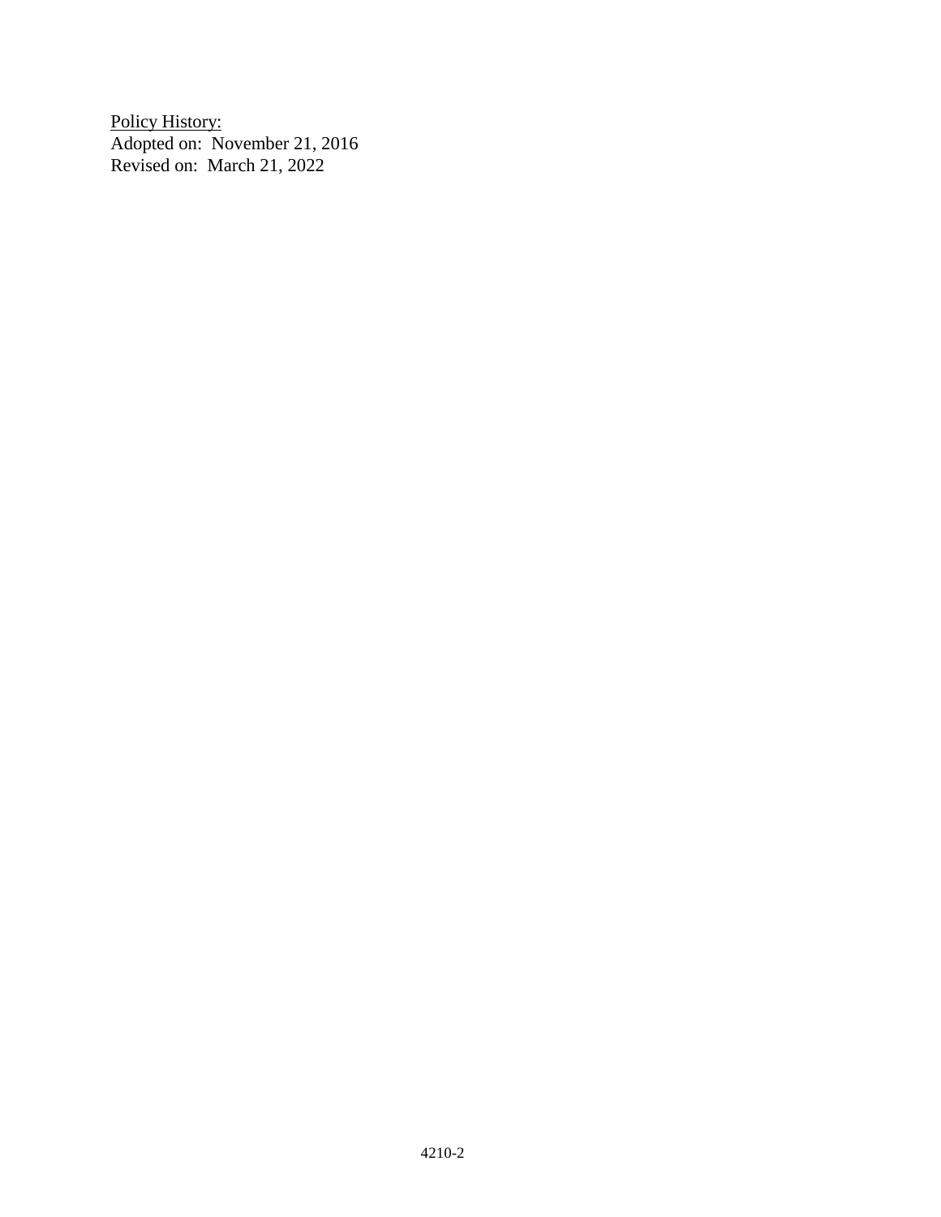<u>Policy History:</u>
Adopted on: November 21, 2016
Revised on: March 21, 2022